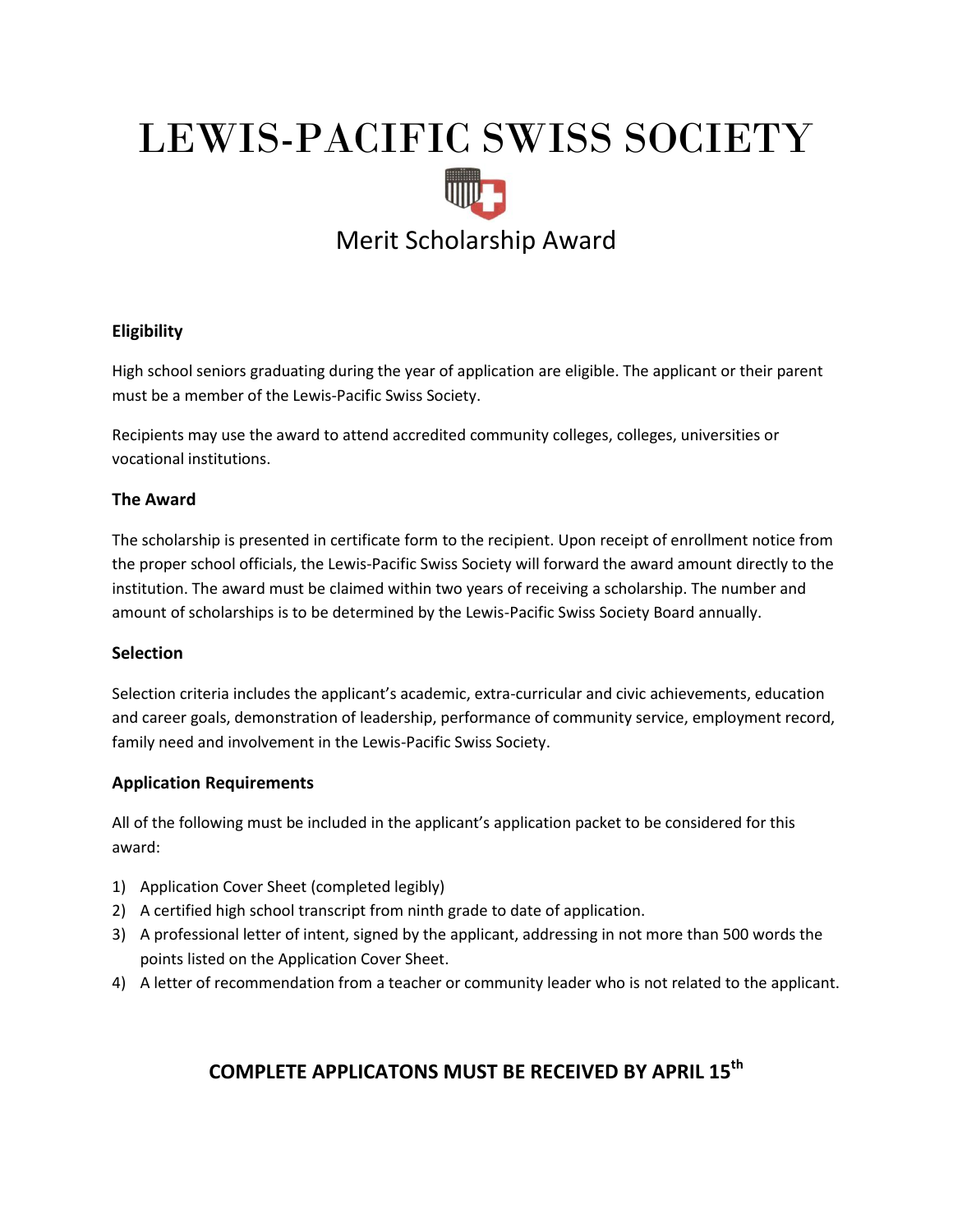# LEWIS-PACIFIC SWISS SOCIETY

## Merit Scholarship Award

### Eligibility

High school seniors graduating during the year of application are eligible. The applicant or their parent must be a member of the Lewis-Pacific Swiss Society.

Recipients may use the award to attend accredited community colleges, colleges, universities or vocational institutions.

### The Award

The scholarship is presented in certificate form to the recipient. Upon receipt of enrollment notice from the proper school officials, the Lewis-Pacific Swiss Society will forward the award amount directly to the institution. The award must be claimed within two years of receiving a scholarship. The number and amount of scholarships is to be determined by the Lewis-Pacific Swiss Society Board annually.

### Selection

Selection criteria includes the applicant's academic, extra-curricular and civic achievements, education and career goals, demonstration of leadership, performance of community service, employment record, family need and involvement in the Lewis-Pacific Swiss Society.

### Application Requirements

All of the following must be included in the applicant's application packet to be considered for this award:

1) Application Cover Sheet (completed legibly)
2) A certified high school transcript from ninth grade to date of application.
3) A professional letter of intent, signed by the applicant, addressing in not more than 500 words the points listed on the Application Cover Sheet.
4) A letter of recommendation from a teacher or community leader who is not related to the applicant.

**COMPLETE APPLICATONS MUST BE RECEIVED BY APRIL 15th**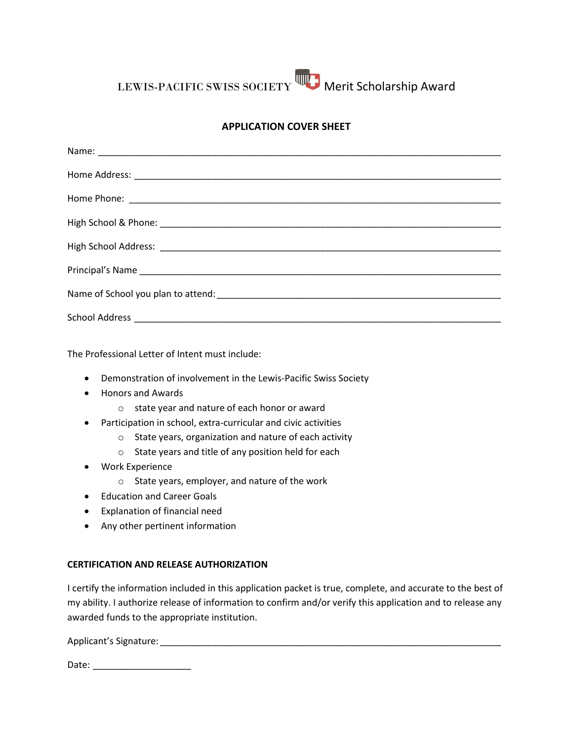LEWIS-PACIFIC SWISS SOCIETY Merit Scholarship Award

## APPLICATION COVER SHEET

Name: ______________________________________________________________________________

Home Address: _______________________________________________________________________

Home Phone: ________________________________________________________________________

High School & Phone: __________________________________________________________________

High School Address: __________________________________________________________________

Principal's Name ______________________________________________________________________

Name of School you plan to attend: _______________________________________________________

School Address _______________________________________________________________________

The Professional Letter of Intent must include:

- Demonstration of involvement in the Lewis-Pacific Swiss Society
- Honors and Awards
  - state year and nature of each honor or award
- Participation in school, extra-curricular and civic activities
  - State years, organization and nature of each activity
  - State years and title of any position held for each
- Work Experience
  - State years, employer, and nature of the work
- Education and Career Goals
- Explanation of financial need
- Any other pertinent information

**CERTIFICATION AND RELEASE AUTHORIZATION**

I certify the information included in this application packet is true, complete, and accurate to the best of my ability. I authorize release of information to confirm and/or verify this application and to release any awarded funds to the appropriate institution.

Applicant's Signature: __________________________________________________________________

Date: ___________________